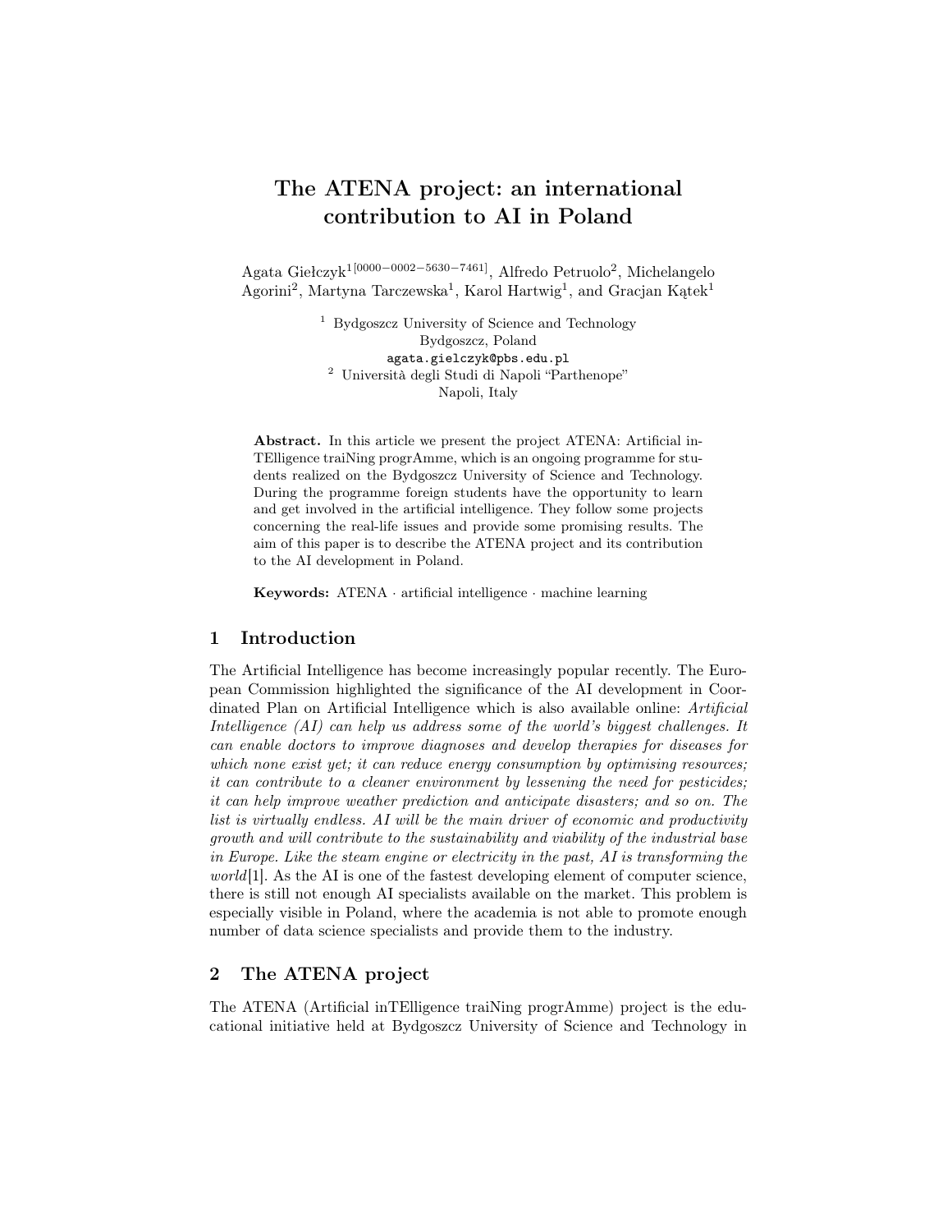# The ATENA project: an international contribution to AI in Poland

Agata Giełczyk[1 [0000-0002-5630-7461]], Alfredo Petruolo[2], Michelangelo Agorini[2], Martyna Tarczewska[1], Karol Hartwig[1], and Gracjan Kątek[1]

[1] Bydgoszcz University of Science and Technology
Bydgoszcz, Poland
agata.gielczyk@pbs.edu.pl

[2] Università degli Studi di Napoli "Parthenope"
Napoli, Italy

**Abstract.** In this article we present the project ATENA: Artificial inTElligence traiNing progrAmme, which is an ongoing programme for students realized on the Bydgoszcz University of Science and Technology. During the programme foreign students have the opportunity to learn and get involved in the artificial intelligence. They follow some projects concerning the real-life issues and provide some promising results. The aim of this paper is to describe the ATENA project and its contribution to the AI development in Poland.

**Keywords:** ATENA · artificial intelligence · machine learning

## 1 Introduction

The Artificial Intelligence has become increasingly popular recently. The European Commission highlighted the significance of the AI development in Coordinated Plan on Artificial Intelligence which is also available online: *Artificial Intelligence (AI) can help us address some of the world's biggest challenges. It can enable doctors to improve diagnoses and develop therapies for diseases for which none exist yet; it can reduce energy consumption by optimising resources; it can contribute to a cleaner environment by lessening the need for pesticides; it can help improve weather prediction and anticipate disasters; and so on. The list is virtually endless. AI will be the main driver of economic and productivity growth and will contribute to the sustainability and viability of the industrial base in Europe. Like the steam engine or electricity in the past, AI is transforming the world*[1]. As the AI is one of the fastest developing element of computer science, there is still not enough AI specialists available on the market. This problem is especially visible in Poland, where the academia is not able to promote enough number of data science specialists and provide them to the industry.

## 2 The ATENA project

The ATENA (Artificial inTElligence traiNing progrAmme) project is the educational initiative held at Bydgoszcz University of Science and Technology in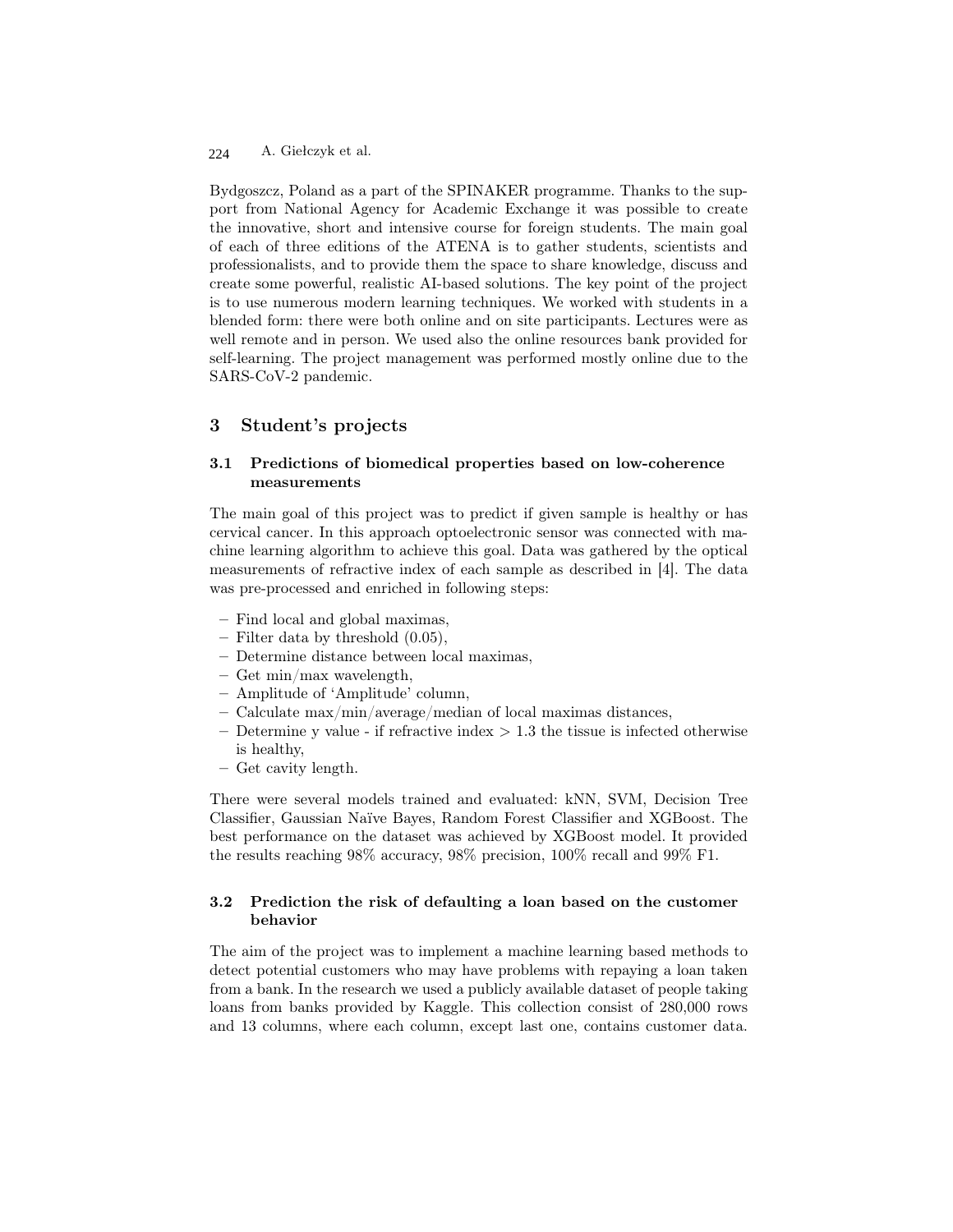Bydgoszcz, Poland as a part of the SPINAKER programme. Thanks to the support from National Agency for Academic Exchange it was possible to create the innovative, short and intensive course for foreign students. The main goal of each of three editions of the ATENA is to gather students, scientists and professionalists, and to provide them the space to share knowledge, discuss and create some powerful, realistic AI-based solutions. The key point of the project is to use numerous modern learning techniques. We worked with students in a blended form: there were both online and on site participants. Lectures were as well remote and in person. We used also the online resources bank provided for self-learning. The project management was performed mostly online due to the SARS-CoV-2 pandemic.

## 3 Student's projects

### 3.1 Predictions of biomedical properties based on low-coherence measurements

The main goal of this project was to predict if given sample is healthy or has cervical cancer. In this approach optoelectronic sensor was connected with machine learning algorithm to achieve this goal. Data was gathered by the optical measurements of refractive index of each sample as described in [4]. The data was pre-processed and enriched in following steps:

- Find local and global maximas,
- Filter data by threshold (0.05),
- Determine distance between local maximas,
- Get min/max wavelength,
- Amplitude of 'Amplitude' column,
- Calculate max/min/average/median of local maximas distances,
- Determine y value - if refractive index $> 1.3$ the tissue is infected otherwise is healthy,
- Get cavity length.

There were several models trained and evaluated: kNN, SVM, Decision Tree Classifier, Gaussian Naïve Bayes, Random Forest Classifier and XGBoost. The best performance on the dataset was achieved by XGBoost model. It provided the results reaching 98% accuracy, 98% precision, 100% recall and 99% F1.

### 3.2 Prediction the risk of defaulting a loan based on the customer behavior

The aim of the project was to implement a machine learning based methods to detect potential customers who may have problems with repaying a loan taken from a bank. In the research we used a publicly available dataset of people taking loans from banks provided by Kaggle. This collection consist of 280,000 rows and 13 columns, where each column, except last one, contains customer data.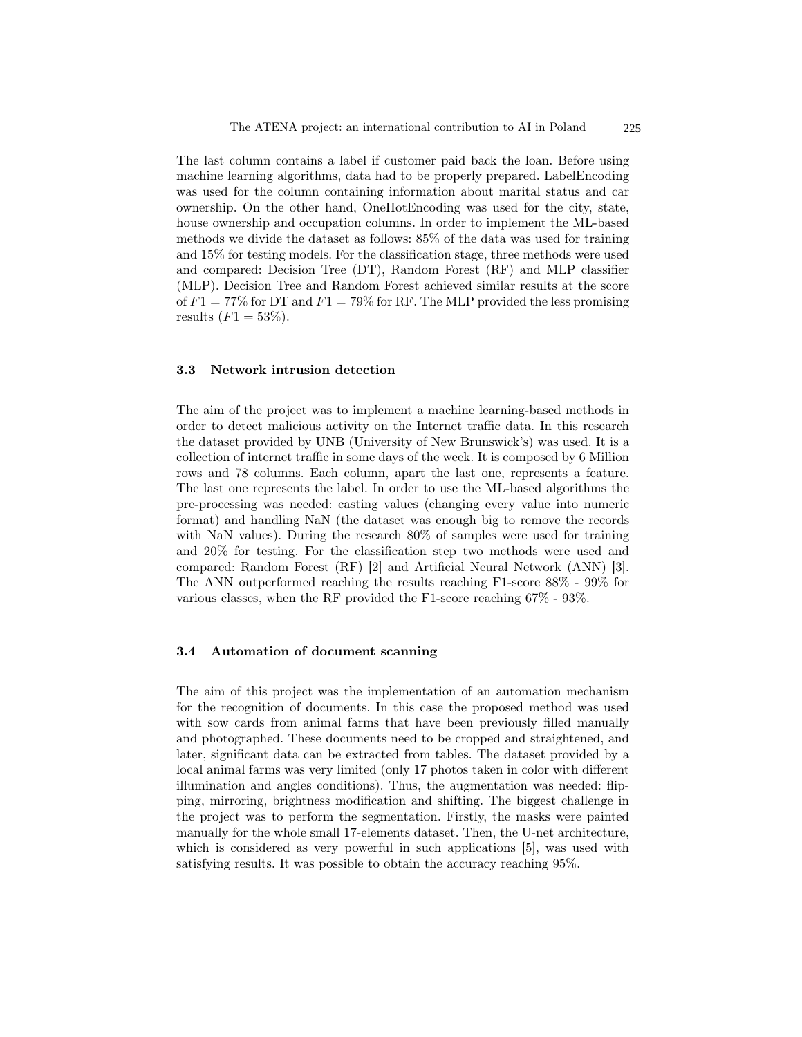The last column contains a label if customer paid back the loan. Before using machine learning algorithms, data had to be properly prepared. LabelEncoding was used for the column containing information about marital status and car ownership. On the other hand, OneHotEncoding was used for the city, state, house ownership and occupation columns. In order to implement the ML-based methods we divide the dataset as follows: 85% of the data was used for training and 15% for testing models. For the classification stage, three methods were used and compared: Decision Tree (DT), Random Forest (RF) and MLP classifier (MLP). Decision Tree and Random Forest achieved similar results at the score of $F1 = 77\%$ for DT and $F1 = 79\%$ for RF. The MLP provided the less promising results ($F1 = 53\%$).

### 3.3 Network intrusion detection

The aim of the project was to implement a machine learning-based methods in order to detect malicious activity on the Internet traffic data. In this research the dataset provided by UNB (University of New Brunswick's) was used. It is a collection of internet traffic in some days of the week. It is composed by 6 Million rows and 78 columns. Each column, apart the last one, represents a feature. The last one represents the label. In order to use the ML-based algorithms the pre-processing was needed: casting values (changing every value into numeric format) and handling NaN (the dataset was enough big to remove the records with NaN values). During the research 80% of samples were used for training and 20% for testing. For the classification step two methods were used and compared: Random Forest (RF) [2] and Artificial Neural Network (ANN) [3]. The ANN outperformed reaching the results reaching F1-score 88% - 99% for various classes, when the RF provided the F1-score reaching 67% - 93%.

### 3.4 Automation of document scanning

The aim of this project was the implementation of an automation mechanism for the recognition of documents. In this case the proposed method was used with sow cards from animal farms that have been previously filled manually and photographed. These documents need to be cropped and straightened, and later, significant data can be extracted from tables. The dataset provided by a local animal farms was very limited (only 17 photos taken in color with different illumination and angles conditions). Thus, the augmentation was needed: flipping, mirroring, brightness modification and shifting. The biggest challenge in the project was to perform the segmentation. Firstly, the masks were painted manually for the whole small 17-elements dataset. Then, the U-net architecture, which is considered as very powerful in such applications [5], was used with satisfying results. It was possible to obtain the accuracy reaching 95%.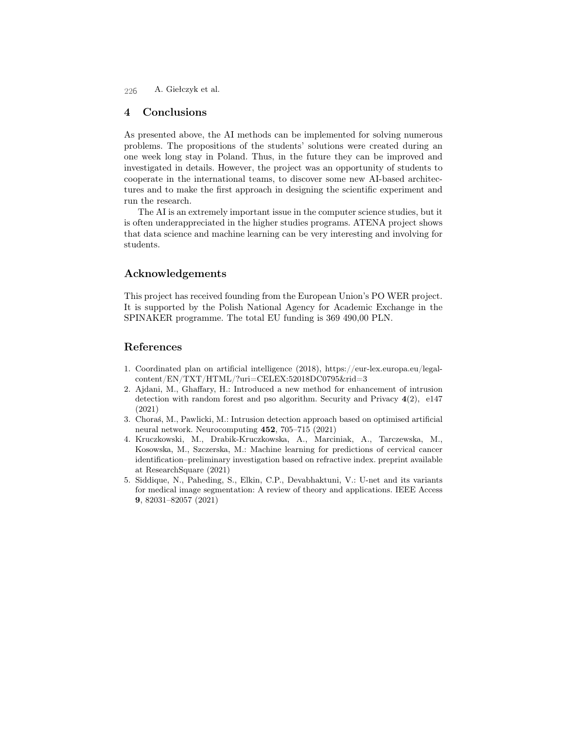## 4 Conclusions

As presented above, the AI methods can be implemented for solving numerous problems. The propositions of the students' solutions were created during an one week long stay in Poland. Thus, in the future they can be improved and investigated in details. However, the project was an opportunity of students to cooperate in the international teams, to discover some new AI-based architectures and to make the first approach in designing the scientific experiment and run the research.

The AI is an extremely important issue in the computer science studies, but it is often underappreciated in the higher studies programs. ATENA project shows that data science and machine learning can be very interesting and involving for students.

## Acknowledgements

This project has received founding from the European Union's PO WER project. It is supported by the Polish National Agency for Academic Exchange in the SPINAKER programme. The total EU funding is 369 490,00 PLN.

## References

1. Coordinated plan on artificial intelligence (2018), https://eur-lex.europa.eu/legal-content/EN/TXT/HTML/?uri=CELEX:52018DC0795&rid=3
2. Ajdani, M., Ghaffary, H.: Introduced a new method for enhancement of intrusion detection with random forest and pso algorithm. Security and Privacy **4**(2), e147 (2021)
3. Choraś, M., Pawlicki, M.: Intrusion detection approach based on optimised artificial neural network. Neurocomputing **452**, 705–715 (2021)
4. Kruczkowski, M., Drabik-Kruczkowska, A., Marciniak, A., Tarczewska, M., Kosowska, M., Szczerska, M.: Machine learning for predictions of cervical cancer identification–preliminary investigation based on refractive index. preprint available at ResearchSquare (2021)
5. Siddique, N., Paheding, S., Elkin, C.P., Devabhaktuni, V.: U-net and its variants for medical image segmentation: A review of theory and applications. IEEE Access **9**, 82031–82057 (2021)